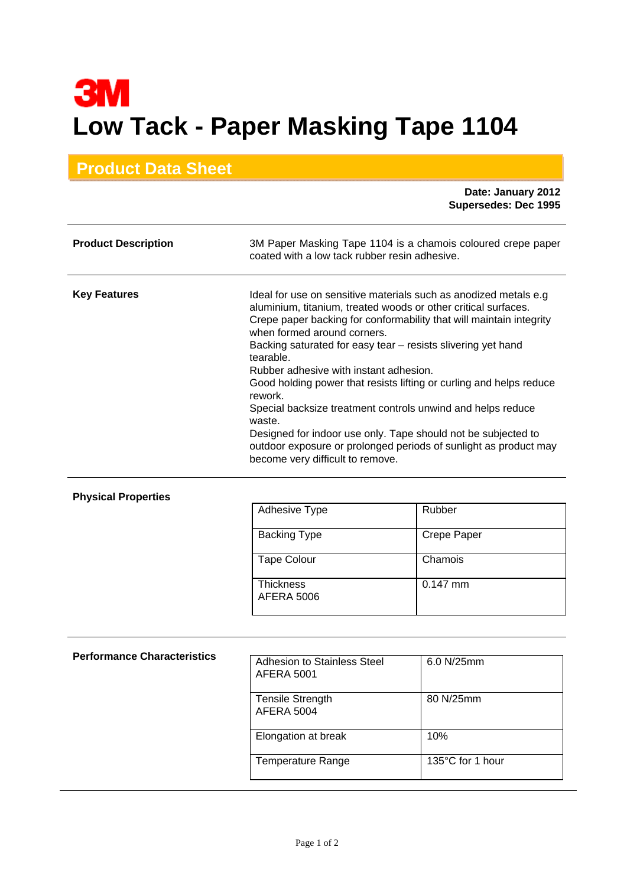3M

# Low Tack - Paper Masking Tape 1104

## Product Data Sheet

**Date: January 2012**
**Supersedes: Dec 1995**

---

**Product Description**

3M Paper Masking Tape 1104 is a chamois coloured crepe paper coated with a low tack rubber resin adhesive.

---

**Key Features**

Ideal for use on sensitive materials such as anodized metals e.g aluminium, titanium, treated woods or other critical surfaces.
Crepe paper backing for conformability that will maintain integrity when formed around corners.
Backing saturated for easy tear – resists slivering yet hand tearable.
Rubber adhesive with instant adhesion.
Good holding power that resists lifting or curling and helps reduce rework.
Special backsize treatment controls unwind and helps reduce waste.
Designed for indoor use only. Tape should not be subjected to outdoor exposure or prolonged periods of sunlight as product may become very difficult to remove.

---

**Physical Properties**

| Property | Value |
|---|---|
| Adhesive Type | Rubber |
| Backing Type | Crepe Paper |
| Tape Colour | Chamois |
| Thickness AFERA 5006 | 0.147 mm |

---

**Performance Characteristics**

| Property | Value |
|---|---|
| Adhesion to Stainless Steel AFERA 5001 | 6.0 N/25mm |
| Tensile Strength AFERA 5004 | 80 N/25mm |
| Elongation at break | 10% |
| Temperature Range | 135°C for 1 hour |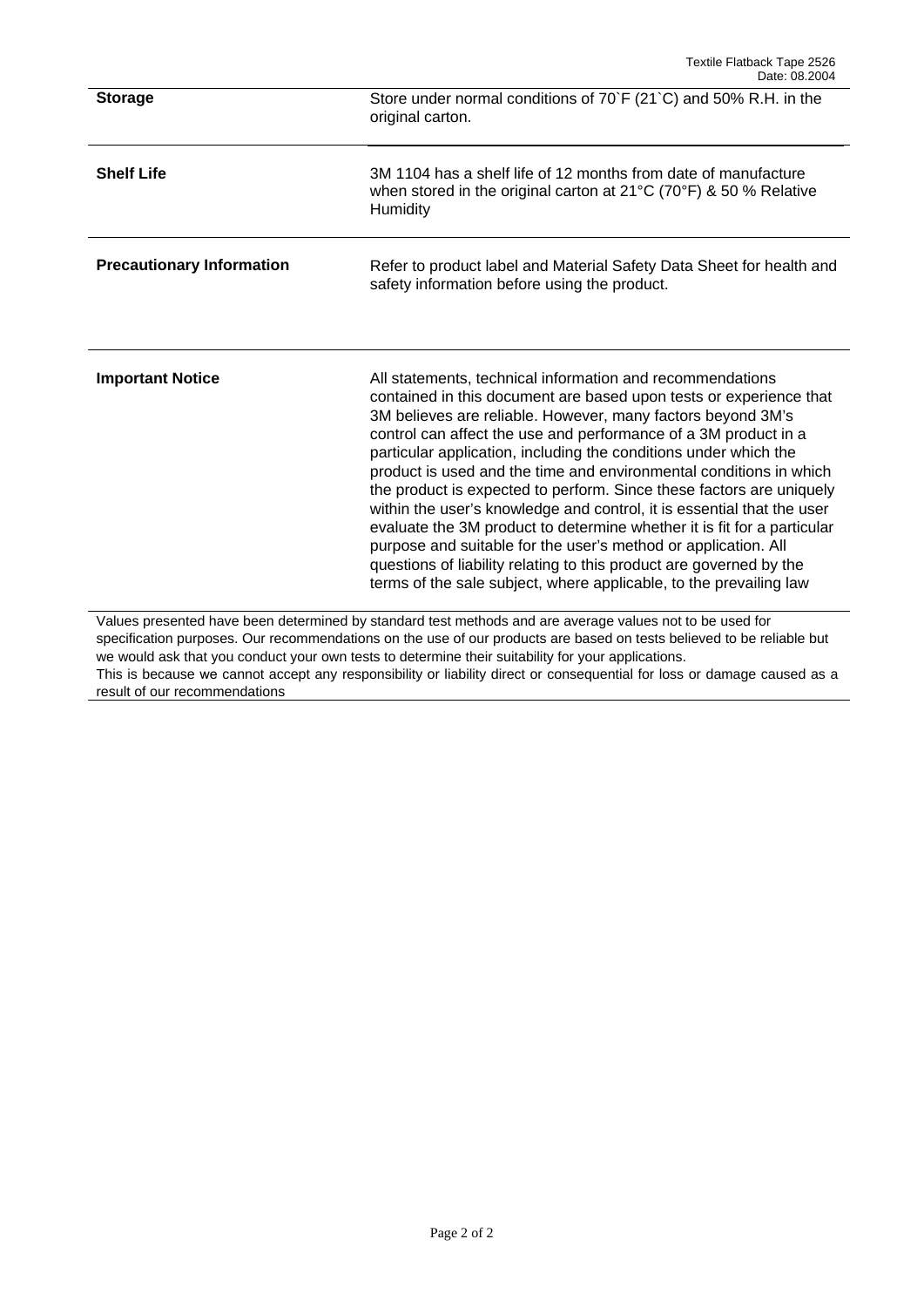| | |
|---|---|
| **Storage** | Store under normal conditions of 70`F (21`C) and 50% R.H. in the original carton. |
| **Shelf Life** | 3M 1104 has a shelf life of 12 months from date of manufacture when stored in the original carton at 21°C (70°F) & 50 % Relative Humidity |
| **Precautionary Information** | Refer to product label and Material Safety Data Sheet for health and safety information before using the product. |
| **Important Notice** | All statements, technical information and recommendations contained in this document are based upon tests or experience that 3M believes are reliable. However, many factors beyond 3M's control can affect the use and performance of a 3M product in a particular application, including the conditions under which the product is used and the time and environmental conditions in which the product is expected to perform. Since these factors are uniquely within the user's knowledge and control, it is essential that the user evaluate the 3M product to determine whether it is fit for a particular purpose and suitable for the user's method or application. All questions of liability relating to this product are governed by the terms of the sale subject, where applicable, to the prevailing law |

Values presented have been determined by standard test methods and are average values not to be used for specification purposes. Our recommendations on the use of our products are based on tests believed to be reliable but we would ask that you conduct your own tests to determine their suitability for your applications.
This is because we cannot accept any responsibility or liability direct or consequential for loss or damage caused as a result of our recommendations